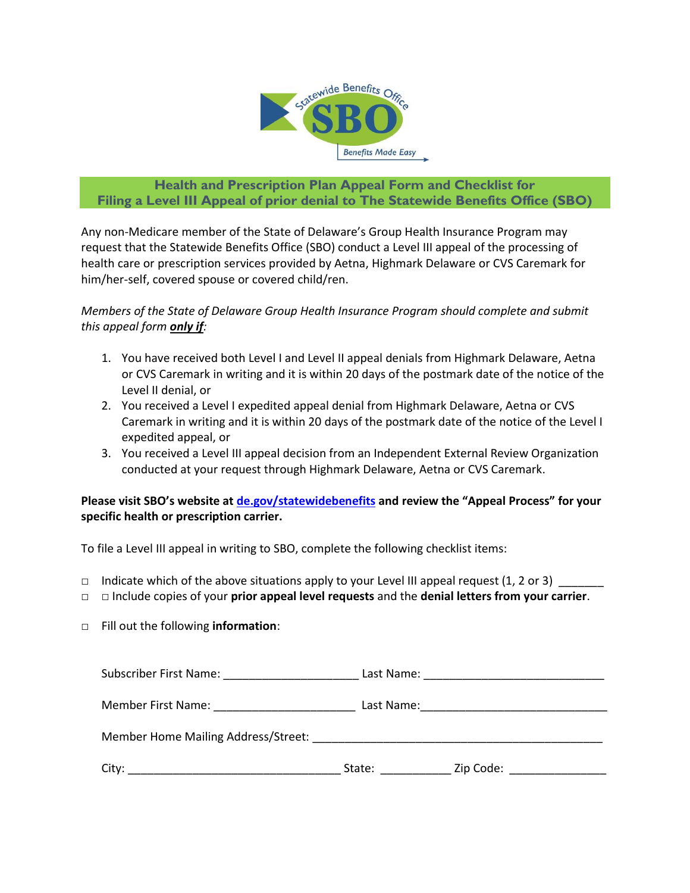# Health and Prescription Plan Appeal Form and Checklist for Filing a Level III Appeal of prior denial to The Statewide Benefits Office (SBO)

Any non-Medicare member of the State of Delaware's Group Health Insurance Program may request that the Statewide Benefits Office (SBO) conduct a Level III appeal of the processing of health care or prescription services provided by Aetna, Highmark Delaware or CVS Caremark for him/her-self, covered spouse or covered child/ren.

*Members of the State of Delaware Group Health Insurance Program should complete and submit this appeal form* ***only if****:*

1. You have received both Level I and Level II appeal denials from Highmark Delaware, Aetna or CVS Caremark in writing and it is within 20 days of the postmark date of the notice of the Level II denial, or
2. You received a Level I expedited appeal denial from Highmark Delaware, Aetna or CVS Caremark in writing and it is within 20 days of the postmark date of the notice of the Level I expedited appeal, or
3. You received a Level III appeal decision from an Independent External Review Organization conducted at your request through Highmark Delaware, Aetna or CVS Caremark.

**Please visit SBO's website at [de.gov/statewidebenefits](de.gov/statewidebenefits) and review the "Appeal Process" for your specific health or prescription carrier.**

To file a Level III appeal in writing to SBO, complete the following checklist items:

- □ Indicate which of the above situations apply to your Level III appeal request (1, 2 or 3) _______
- □ □ Include copies of your **prior appeal level requests** and the **denial letters from your carrier**.
- □ Fill out the following **information**:

Subscriber First Name: ____________________ Last Name: ___________________________

Member First Name: _____________________ Last Name:____________________________

Member Home Mailing Address/Street: ______________________________________________

City: ________________________________ State: ___________ Zip Code: _______________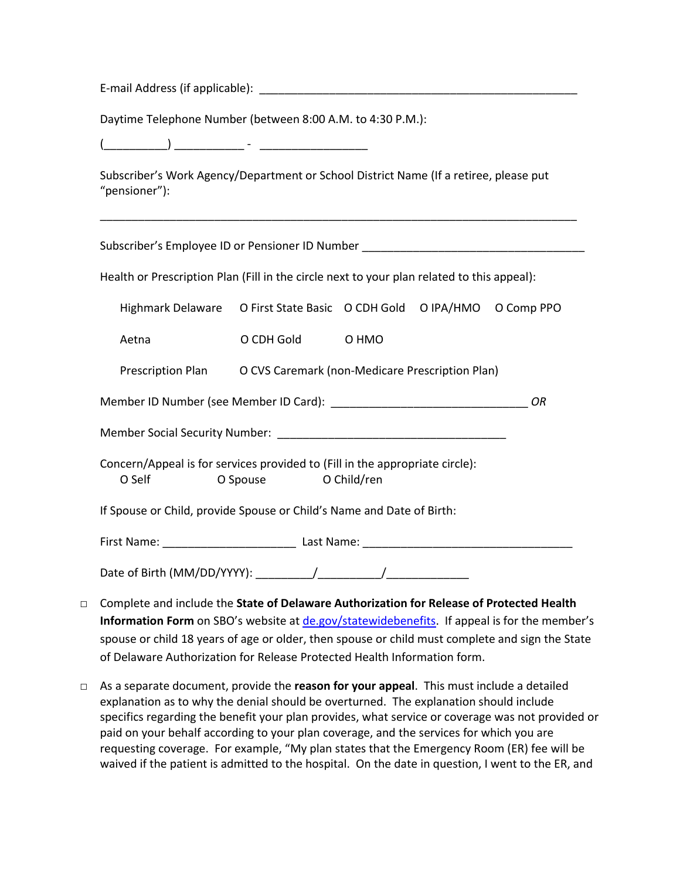E-mail Address (if applicable): ___________________________________________________

Daytime Telephone Number (between 8:00 A.M. to 4:30 P.M.):

(__________) ___________ - _________________

Subscriber's Work Agency/Department or School District Name (If a retiree, please put "pensioner"):

___________________________________________________________________________

Subscriber's Employee ID or Pensioner ID Number ___________________________________

Health or Prescription Plan (Fill in the circle next to your plan related to this appeal):

Highmark Delaware  O First State Basic  O CDH Gold  O IPA/HMO  O Comp PPO

Aetna  O CDH Gold  O HMO

Prescription Plan  O CVS Caremark (non-Medicare Prescription Plan)

Member ID Number (see Member ID Card): _______________________________ *OR*

Member Social Security Number: _____________________________________

Concern/Appeal is for services provided to (Fill in the appropriate circle):
O Self  O Spouse  O Child/ren

If Spouse or Child, provide Spouse or Child's Name and Date of Birth:

First Name: _____________________ Last Name: _________________________________

Date of Birth (MM/DD/YYYY): _________/_________/_____________

- □ Complete and include the **State of Delaware Authorization for Release of Protected Health Information Form** on SBO's website at [de.gov/statewidebenefits](de.gov/statewidebenefits). If appeal is for the member's spouse or child 18 years of age or older, then spouse or child must complete and sign the State of Delaware Authorization for Release Protected Health Information form.

- □ As a separate document, provide the **reason for your appeal**. This must include a detailed explanation as to why the denial should be overturned. The explanation should include specifics regarding the benefit your plan provides, what service or coverage was not provided or paid on your behalf according to your plan coverage, and the services for which you are requesting coverage. For example, "My plan states that the Emergency Room (ER) fee will be waived if the patient is admitted to the hospital. On the date in question, I went to the ER, and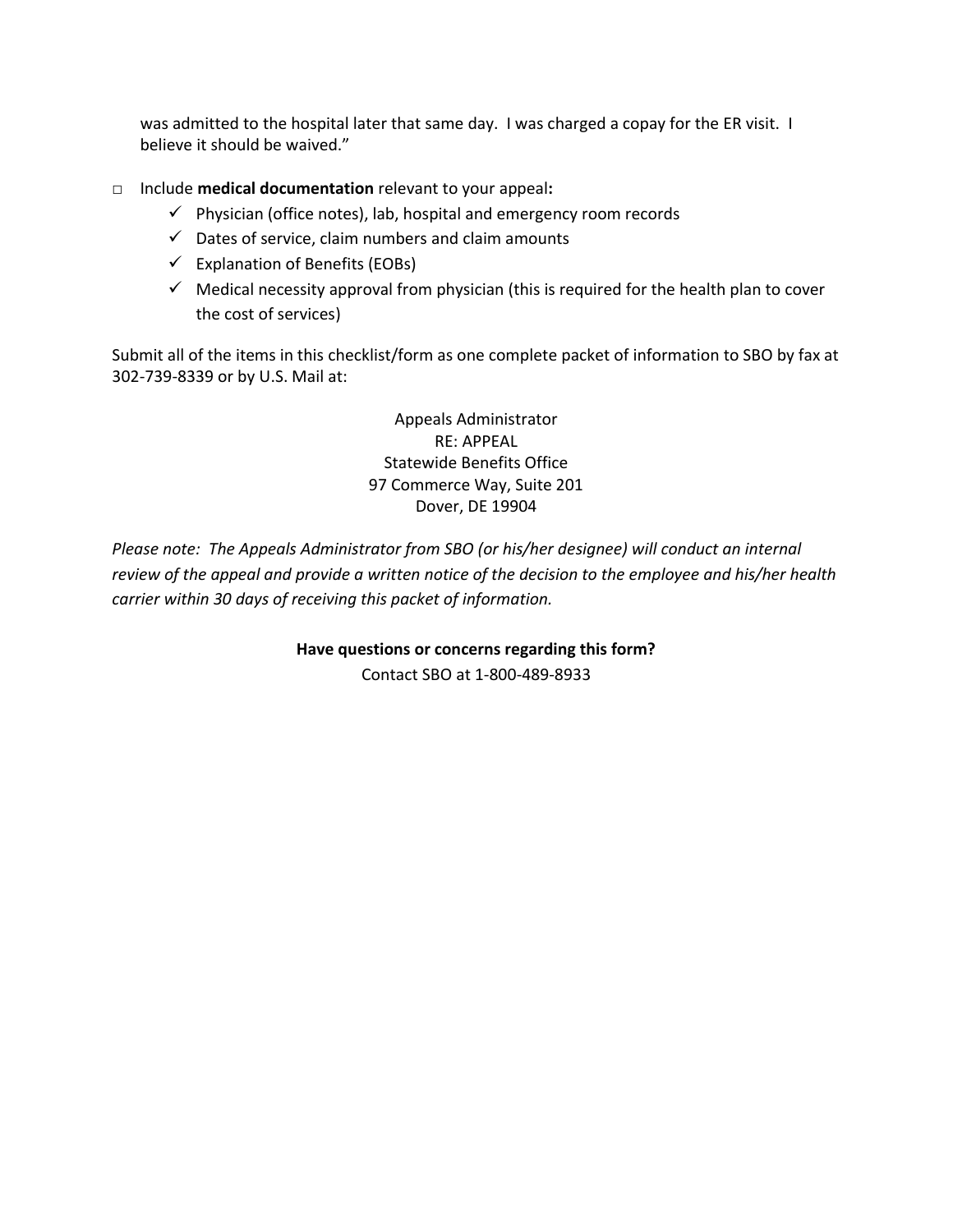was admitted to the hospital later that same day. I was charged a copay for the ER visit. I believe it should be waived."

- □ Include **medical documentation** relevant to your appeal**:**
  - ✓ Physician (office notes), lab, hospital and emergency room records
  - ✓ Dates of service, claim numbers and claim amounts
  - ✓ Explanation of Benefits (EOBs)
  - ✓ Medical necessity approval from physician (this is required for the health plan to cover the cost of services)

Submit all of the items in this checklist/form as one complete packet of information to SBO by fax at 302-739-8339 or by U.S. Mail at:

Appeals Administrator  
RE: APPEAL  
Statewide Benefits Office  
97 Commerce Way, Suite 201  
Dover, DE 19904

*Please note: The Appeals Administrator from SBO (or his/her designee) will conduct an internal review of the appeal and provide a written notice of the decision to the employee and his/her health carrier within 30 days of receiving this packet of information.*

**Have questions or concerns regarding this form?**

Contact SBO at 1-800-489-8933